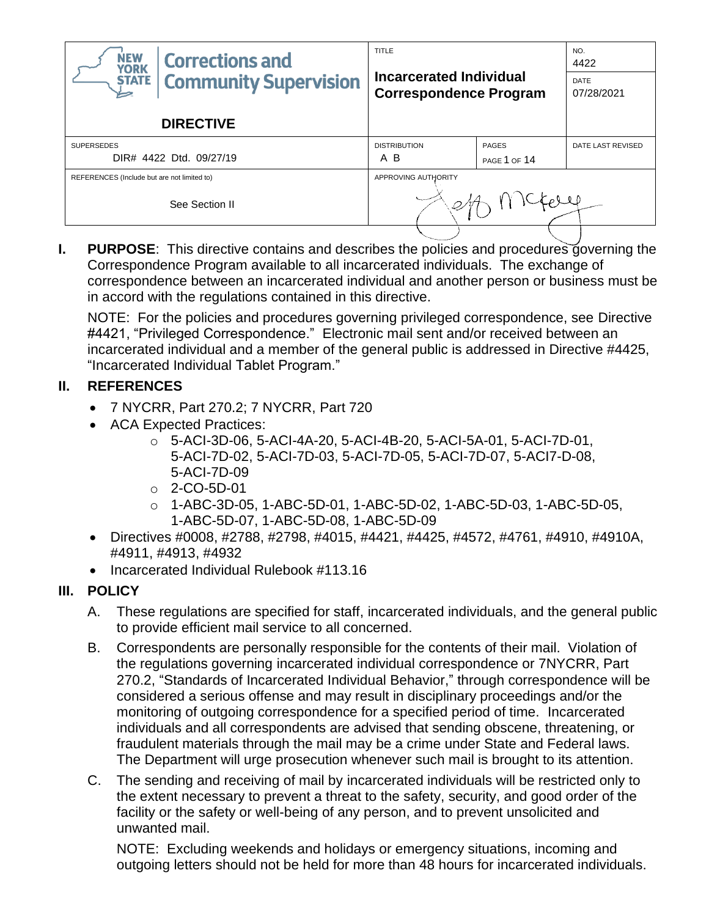| NEW YORK STATE Corrections and Community Supervision<br><br>**DIRECTIVE** | TITLE<br><br>**Incarcerated Individual Correspondence Program** | | NO.<br>4422<br><br>DATE<br>07/28/2021 |
|---|---|---|---|
| SUPERSEDES<br>DIR# 4422 Dtd. 09/27/19 | DISTRIBUTION<br>A B | PAGES<br>PAGE 1 OF 14 | DATE LAST REVISED |
| REFERENCES (Include but are not limited to)<br><br>See Section II | APPROVING AUTHORITY<br><br>Jeff McKoy | | |

**I. PURPOSE**: This directive contains and describes the policies and procedures governing the Correspondence Program available to all incarcerated individuals. The exchange of correspondence between an incarcerated individual and another person or business must be in accord with the regulations contained in this directive.

NOTE: For the policies and procedures governing privileged correspondence, see Directive #4421, "Privileged Correspondence." Electronic mail sent and/or received between an incarcerated individual and a member of the general public is addressed in Directive #4425, "Incarcerated Individual Tablet Program."

**II. REFERENCES**

- 7 NYCRR, Part 270.2; 7 NYCRR, Part 720
- ACA Expected Practices:
  - 5-ACI-3D-06, 5-ACI-4A-20, 5-ACI-4B-20, 5-ACI-5A-01, 5-ACI-7D-01, 5-ACI-7D-02, 5-ACI-7D-03, 5-ACI-7D-05, 5-ACI-7D-07, 5-ACI7-D-08, 5-ACI-7D-09
  - 2-CO-5D-01
  - 1-ABC-3D-05, 1-ABC-5D-01, 1-ABC-5D-02, 1-ABC-5D-03, 1-ABC-5D-05, 1-ABC-5D-07, 1-ABC-5D-08, 1-ABC-5D-09
- Directives #0008, #2788, #2798, #4015, #4421, #4425, #4572, #4761, #4910, #4910A, #4911, #4913, #4932
- Incarcerated Individual Rulebook #113.16

**III. POLICY**

A. These regulations are specified for staff, incarcerated individuals, and the general public to provide efficient mail service to all concerned.

B. Correspondents are personally responsible for the contents of their mail. Violation of the regulations governing incarcerated individual correspondence or 7NYCRR, Part 270.2, "Standards of Incarcerated Individual Behavior," through correspondence will be considered a serious offense and may result in disciplinary proceedings and/or the monitoring of outgoing correspondence for a specified period of time. Incarcerated individuals and all correspondents are advised that sending obscene, threatening, or fraudulent materials through the mail may be a crime under State and Federal laws. The Department will urge prosecution whenever such mail is brought to its attention.

C. The sending and receiving of mail by incarcerated individuals will be restricted only to the extent necessary to prevent a threat to the safety, security, and good order of the facility or the safety or well-being of any person, and to prevent unsolicited and unwanted mail.

NOTE: Excluding weekends and holidays or emergency situations, incoming and outgoing letters should not be held for more than 48 hours for incarcerated individuals.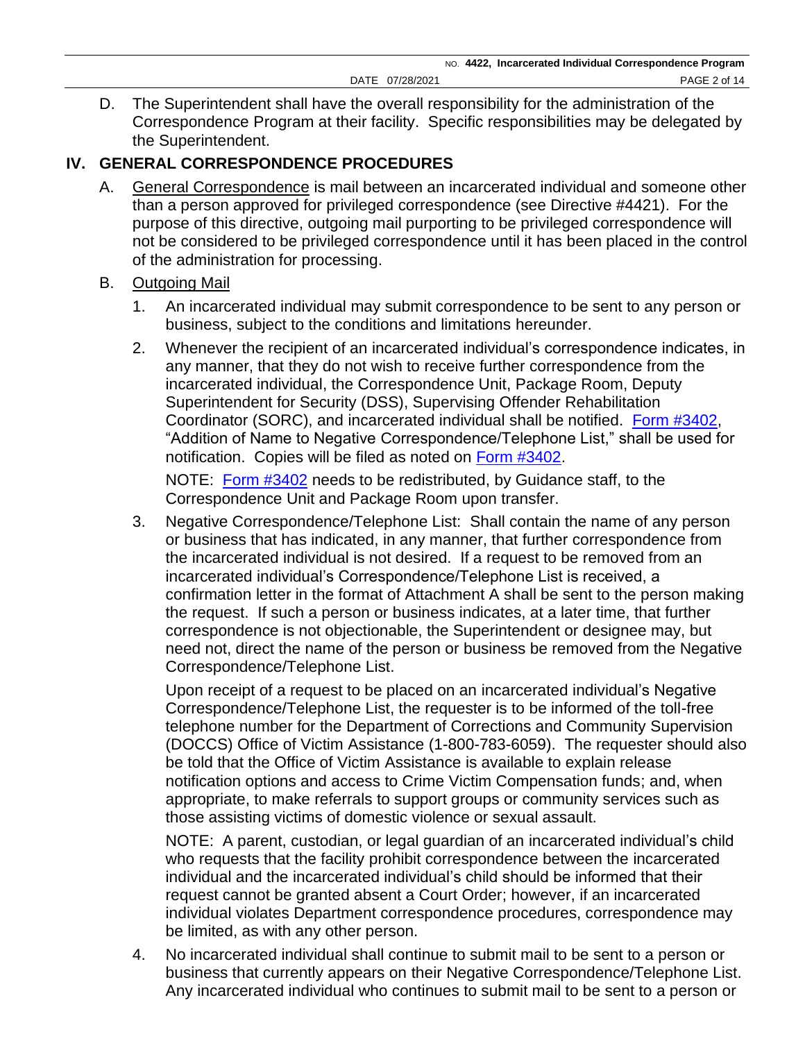D. The Superintendent shall have the overall responsibility for the administration of the Correspondence Program at their facility. Specific responsibilities may be delegated by the Superintendent.

## IV. GENERAL CORRESPONDENCE PROCEDURES

A. General Correspondence is mail between an incarcerated individual and someone other than a person approved for privileged correspondence (see Directive #4421). For the purpose of this directive, outgoing mail purporting to be privileged correspondence will not be considered to be privileged correspondence until it has been placed in the control of the administration for processing.

B. Outgoing Mail

1. An incarcerated individual may submit correspondence to be sent to any person or business, subject to the conditions and limitations hereunder.

2. Whenever the recipient of an incarcerated individual's correspondence indicates, in any manner, that they do not wish to receive further correspondence from the incarcerated individual, the Correspondence Unit, Package Room, Deputy Superintendent for Security (DSS), Supervising Offender Rehabilitation Coordinator (SORC), and incarcerated individual shall be notified. Form #3402, "Addition of Name to Negative Correspondence/Telephone List," shall be used for notification. Copies will be filed as noted on Form #3402.

   NOTE: Form #3402 needs to be redistributed, by Guidance staff, to the Correspondence Unit and Package Room upon transfer.

3. Negative Correspondence/Telephone List: Shall contain the name of any person or business that has indicated, in any manner, that further correspondence from the incarcerated individual is not desired. If a request to be removed from an incarcerated individual's Correspondence/Telephone List is received, a confirmation letter in the format of Attachment A shall be sent to the person making the request. If such a person or business indicates, at a later time, that further correspondence is not objectionable, the Superintendent or designee may, but need not, direct the name of the person or business be removed from the Negative Correspondence/Telephone List.

   Upon receipt of a request to be placed on an incarcerated individual's Negative Correspondence/Telephone List, the requester is to be informed of the toll-free telephone number for the Department of Corrections and Community Supervision (DOCCS) Office of Victim Assistance (1-800-783-6059). The requester should also be told that the Office of Victim Assistance is available to explain release notification options and access to Crime Victim Compensation funds; and, when appropriate, to make referrals to support groups or community services such as those assisting victims of domestic violence or sexual assault.

   NOTE: A parent, custodian, or legal guardian of an incarcerated individual's child who requests that the facility prohibit correspondence between the incarcerated individual and the incarcerated individual's child should be informed that their request cannot be granted absent a Court Order; however, if an incarcerated individual violates Department correspondence procedures, correspondence may be limited, as with any other person.

4. No incarcerated individual shall continue to submit mail to be sent to a person or business that currently appears on their Negative Correspondence/Telephone List. Any incarcerated individual who continues to submit mail to be sent to a person or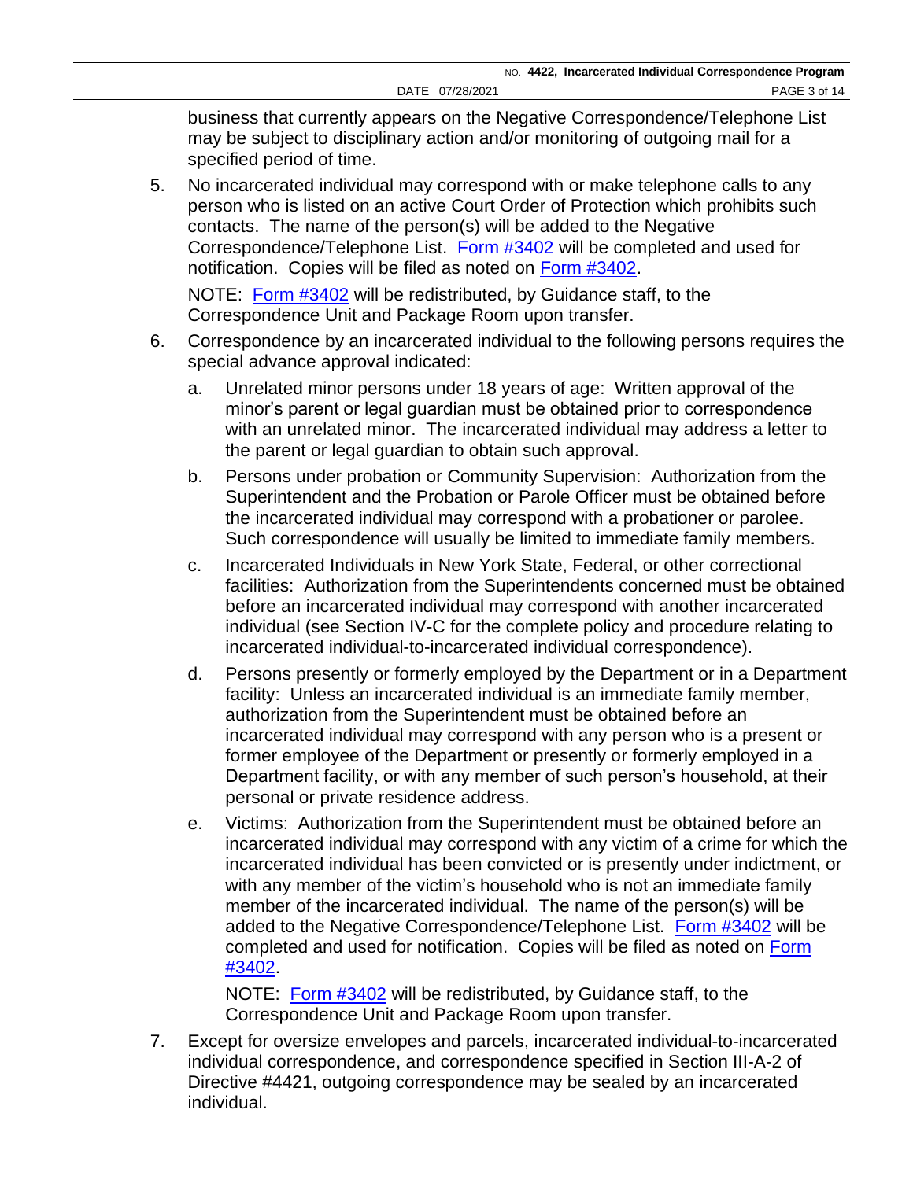business that currently appears on the Negative Correspondence/Telephone List may be subject to disciplinary action and/or monitoring of outgoing mail for a specified period of time.

5. No incarcerated individual may correspond with or make telephone calls to any person who is listed on an active Court Order of Protection which prohibits such contacts. The name of the person(s) will be added to the Negative Correspondence/Telephone List. Form #3402 will be completed and used for notification. Copies will be filed as noted on Form #3402.

   NOTE: Form #3402 will be redistributed, by Guidance staff, to the Correspondence Unit and Package Room upon transfer.

6. Correspondence by an incarcerated individual to the following persons requires the special advance approval indicated:

   a. Unrelated minor persons under 18 years of age: Written approval of the minor's parent or legal guardian must be obtained prior to correspondence with an unrelated minor. The incarcerated individual may address a letter to the parent or legal guardian to obtain such approval.

   b. Persons under probation or Community Supervision: Authorization from the Superintendent and the Probation or Parole Officer must be obtained before the incarcerated individual may correspond with a probationer or parolee. Such correspondence will usually be limited to immediate family members.

   c. Incarcerated Individuals in New York State, Federal, or other correctional facilities: Authorization from the Superintendents concerned must be obtained before an incarcerated individual may correspond with another incarcerated individual (see Section IV-C for the complete policy and procedure relating to incarcerated individual-to-incarcerated individual correspondence).

   d. Persons presently or formerly employed by the Department or in a Department facility: Unless an incarcerated individual is an immediate family member, authorization from the Superintendent must be obtained before an incarcerated individual may correspond with any person who is a present or former employee of the Department or presently or formerly employed in a Department facility, or with any member of such person's household, at their personal or private residence address.

   e. Victims: Authorization from the Superintendent must be obtained before an incarcerated individual may correspond with any victim of a crime for which the incarcerated individual has been convicted or is presently under indictment, or with any member of the victim's household who is not an immediate family member of the incarcerated individual. The name of the person(s) will be added to the Negative Correspondence/Telephone List. Form #3402 will be completed and used for notification. Copies will be filed as noted on Form #3402.

      NOTE: Form #3402 will be redistributed, by Guidance staff, to the Correspondence Unit and Package Room upon transfer.

7. Except for oversize envelopes and parcels, incarcerated individual-to-incarcerated individual correspondence, and correspondence specified in Section III-A-2 of Directive #4421, outgoing correspondence may be sealed by an incarcerated individual.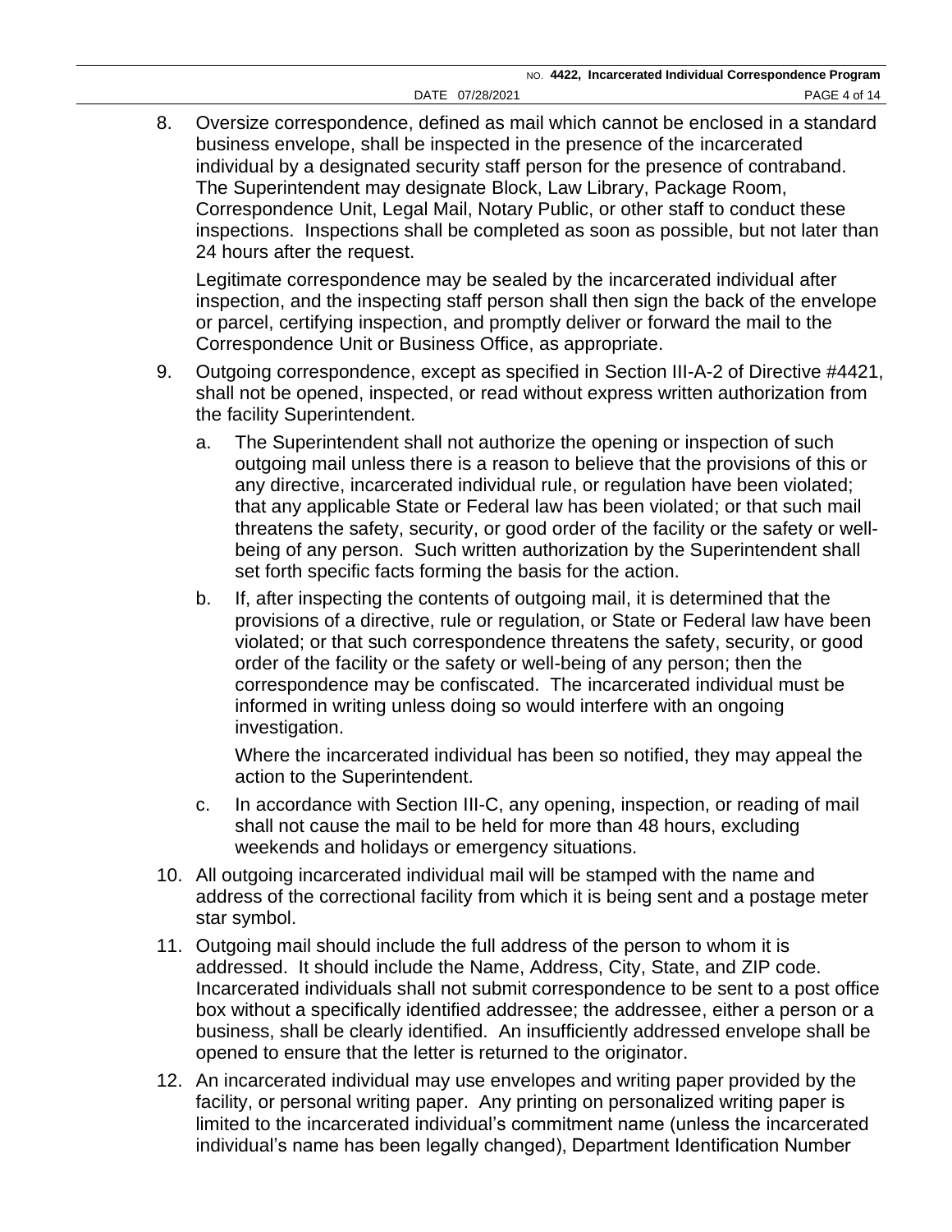8. Oversize correspondence, defined as mail which cannot be enclosed in a standard business envelope, shall be inspected in the presence of the incarcerated individual by a designated security staff person for the presence of contraband. The Superintendent may designate Block, Law Library, Package Room, Correspondence Unit, Legal Mail, Notary Public, or other staff to conduct these inspections. Inspections shall be completed as soon as possible, but not later than 24 hours after the request.

   Legitimate correspondence may be sealed by the incarcerated individual after inspection, and the inspecting staff person shall then sign the back of the envelope or parcel, certifying inspection, and promptly deliver or forward the mail to the Correspondence Unit or Business Office, as appropriate.

9. Outgoing correspondence, except as specified in Section III-A-2 of Directive #4421, shall not be opened, inspected, or read without express written authorization from the facility Superintendent.

   a. The Superintendent shall not authorize the opening or inspection of such outgoing mail unless there is a reason to believe that the provisions of this or any directive, incarcerated individual rule, or regulation have been violated; that any applicable State or Federal law has been violated; or that such mail threatens the safety, security, or good order of the facility or the safety or well-being of any person. Such written authorization by the Superintendent shall set forth specific facts forming the basis for the action.

   b. If, after inspecting the contents of outgoing mail, it is determined that the provisions of a directive, rule or regulation, or State or Federal law have been violated; or that such correspondence threatens the safety, security, or good order of the facility or the safety or well-being of any person; then the correspondence may be confiscated. The incarcerated individual must be informed in writing unless doing so would interfere with an ongoing investigation.

      Where the incarcerated individual has been so notified, they may appeal the action to the Superintendent.

   c. In accordance with Section III-C, any opening, inspection, or reading of mail shall not cause the mail to be held for more than 48 hours, excluding weekends and holidays or emergency situations.

10. All outgoing incarcerated individual mail will be stamped with the name and address of the correctional facility from which it is being sent and a postage meter star symbol.

11. Outgoing mail should include the full address of the person to whom it is addressed. It should include the Name, Address, City, State, and ZIP code. Incarcerated individuals shall not submit correspondence to be sent to a post office box without a specifically identified addressee; the addressee, either a person or a business, shall be clearly identified. An insufficiently addressed envelope shall be opened to ensure that the letter is returned to the originator.

12. An incarcerated individual may use envelopes and writing paper provided by the facility, or personal writing paper. Any printing on personalized writing paper is limited to the incarcerated individual's commitment name (unless the incarcerated individual's name has been legally changed), Department Identification Number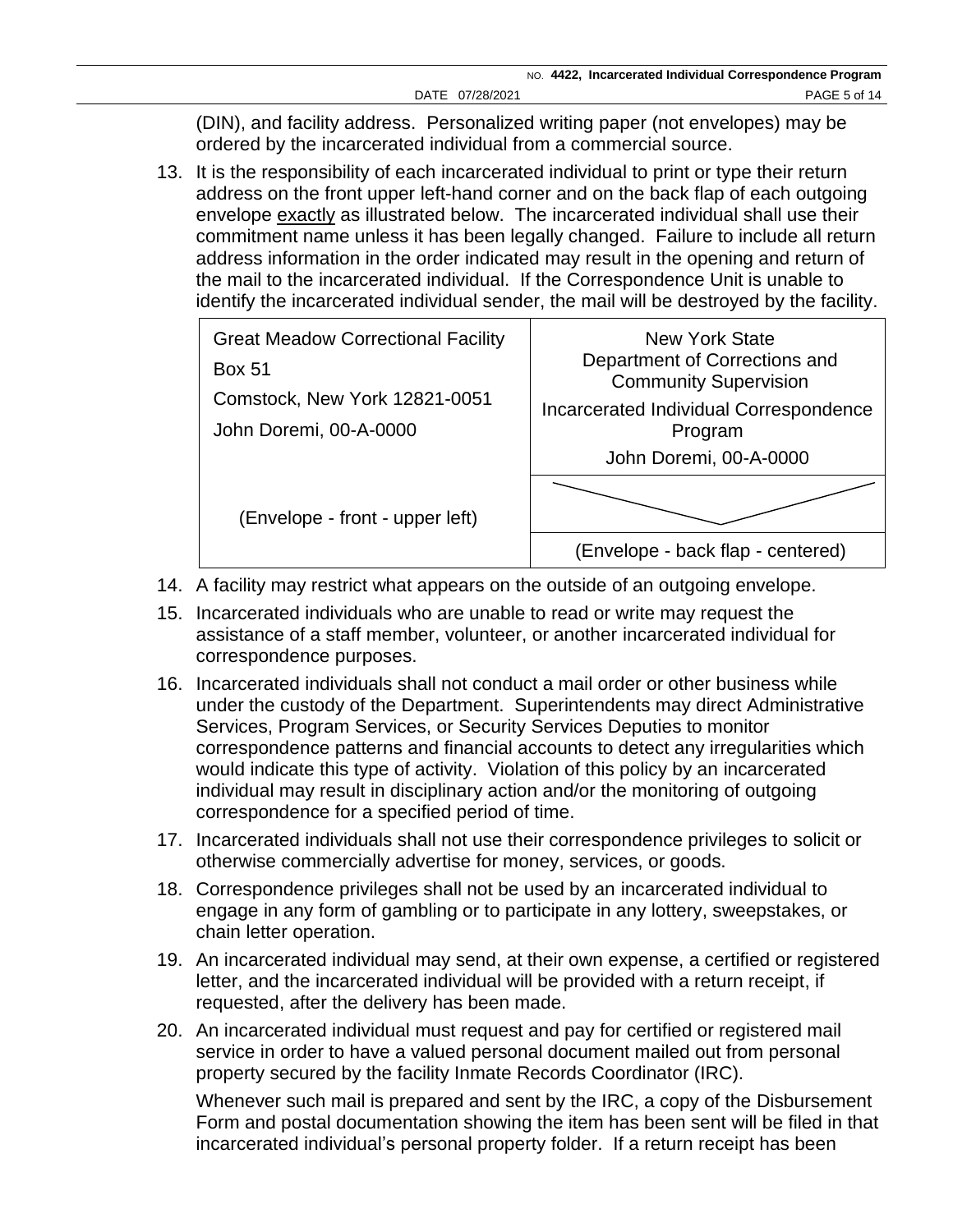(DIN), and facility address. Personalized writing paper (not envelopes) may be ordered by the incarcerated individual from a commercial source.

13. It is the responsibility of each incarcerated individual to print or type their return address on the front upper left-hand corner and on the back flap of each outgoing envelope <u>exactly</u> as illustrated below. The incarcerated individual shall use their commitment name unless it has been legally changed. Failure to include all return address information in the order indicated may result in the opening and return of the mail to the incarcerated individual. If the Correspondence Unit is unable to identify the incarcerated individual sender, the mail will be destroyed by the facility.

| Great Meadow Correctional Facility<br>Box 51<br>Comstock, New York 12821-0051<br>John Doremi, 00-A-0000 | New York State<br>Department of Corrections and Community Supervision<br>Incarcerated Individual Correspondence Program<br>John Doremi, 00-A-0000 |
|---|---|
| (Envelope - front - upper left) | (Envelope - back flap - centered) |

14. A facility may restrict what appears on the outside of an outgoing envelope.

15. Incarcerated individuals who are unable to read or write may request the assistance of a staff member, volunteer, or another incarcerated individual for correspondence purposes.

16. Incarcerated individuals shall not conduct a mail order or other business while under the custody of the Department. Superintendents may direct Administrative Services, Program Services, or Security Services Deputies to monitor correspondence patterns and financial accounts to detect any irregularities which would indicate this type of activity. Violation of this policy by an incarcerated individual may result in disciplinary action and/or the monitoring of outgoing correspondence for a specified period of time.

17. Incarcerated individuals shall not use their correspondence privileges to solicit or otherwise commercially advertise for money, services, or goods.

18. Correspondence privileges shall not be used by an incarcerated individual to engage in any form of gambling or to participate in any lottery, sweepstakes, or chain letter operation.

19. An incarcerated individual may send, at their own expense, a certified or registered letter, and the incarcerated individual will be provided with a return receipt, if requested, after the delivery has been made.

20. An incarcerated individual must request and pay for certified or registered mail service in order to have a valued personal document mailed out from personal property secured by the facility Inmate Records Coordinator (IRC).

    Whenever such mail is prepared and sent by the IRC, a copy of the Disbursement Form and postal documentation showing the item has been sent will be filed in that incarcerated individual's personal property folder. If a return receipt has been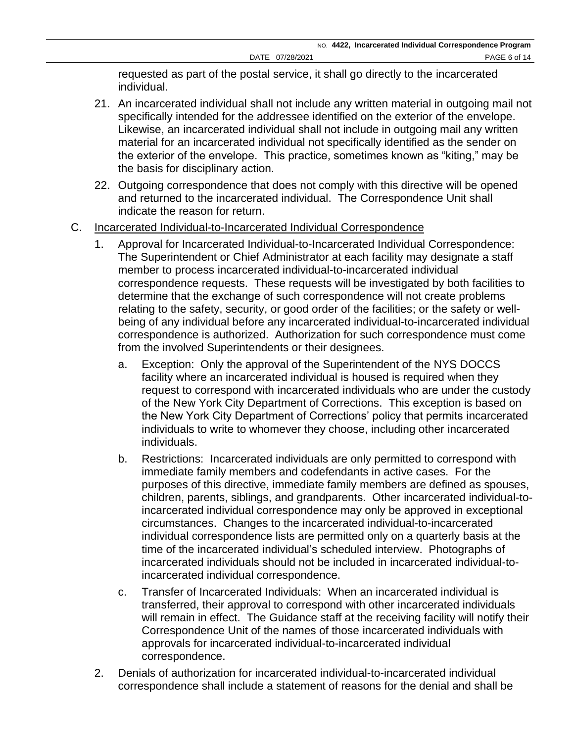requested as part of the postal service, it shall go directly to the incarcerated individual.

21. An incarcerated individual shall not include any written material in outgoing mail not specifically intended for the addressee identified on the exterior of the envelope. Likewise, an incarcerated individual shall not include in outgoing mail any written material for an incarcerated individual not specifically identified as the sender on the exterior of the envelope. This practice, sometimes known as "kiting," may be the basis for disciplinary action.

22. Outgoing correspondence that does not comply with this directive will be opened and returned to the incarcerated individual. The Correspondence Unit shall indicate the reason for return.

C. Incarcerated Individual-to-Incarcerated Individual Correspondence

1. Approval for Incarcerated Individual-to-Incarcerated Individual Correspondence: The Superintendent or Chief Administrator at each facility may designate a staff member to process incarcerated individual-to-incarcerated individual correspondence requests. These requests will be investigated by both facilities to determine that the exchange of such correspondence will not create problems relating to the safety, security, or good order of the facilities; or the safety or well-being of any individual before any incarcerated individual-to-incarcerated individual correspondence is authorized. Authorization for such correspondence must come from the involved Superintendents or their designees.

   a. Exception: Only the approval of the Superintendent of the NYS DOCCS facility where an incarcerated individual is housed is required when they request to correspond with incarcerated individuals who are under the custody of the New York City Department of Corrections. This exception is based on the New York City Department of Corrections' policy that permits incarcerated individuals to write to whomever they choose, including other incarcerated individuals.

   b. Restrictions: Incarcerated individuals are only permitted to correspond with immediate family members and codefendants in active cases. For the purposes of this directive, immediate family members are defined as spouses, children, parents, siblings, and grandparents. Other incarcerated individual-to-incarcerated individual correspondence may only be approved in exceptional circumstances. Changes to the incarcerated individual-to-incarcerated individual correspondence lists are permitted only on a quarterly basis at the time of the incarcerated individual's scheduled interview. Photographs of incarcerated individuals should not be included in incarcerated individual-to-incarcerated individual correspondence.

   c. Transfer of Incarcerated Individuals: When an incarcerated individual is transferred, their approval to correspond with other incarcerated individuals will remain in effect. The Guidance staff at the receiving facility will notify their Correspondence Unit of the names of those incarcerated individuals with approvals for incarcerated individual-to-incarcerated individual correspondence.

2. Denials of authorization for incarcerated individual-to-incarcerated individual correspondence shall include a statement of reasons for the denial and shall be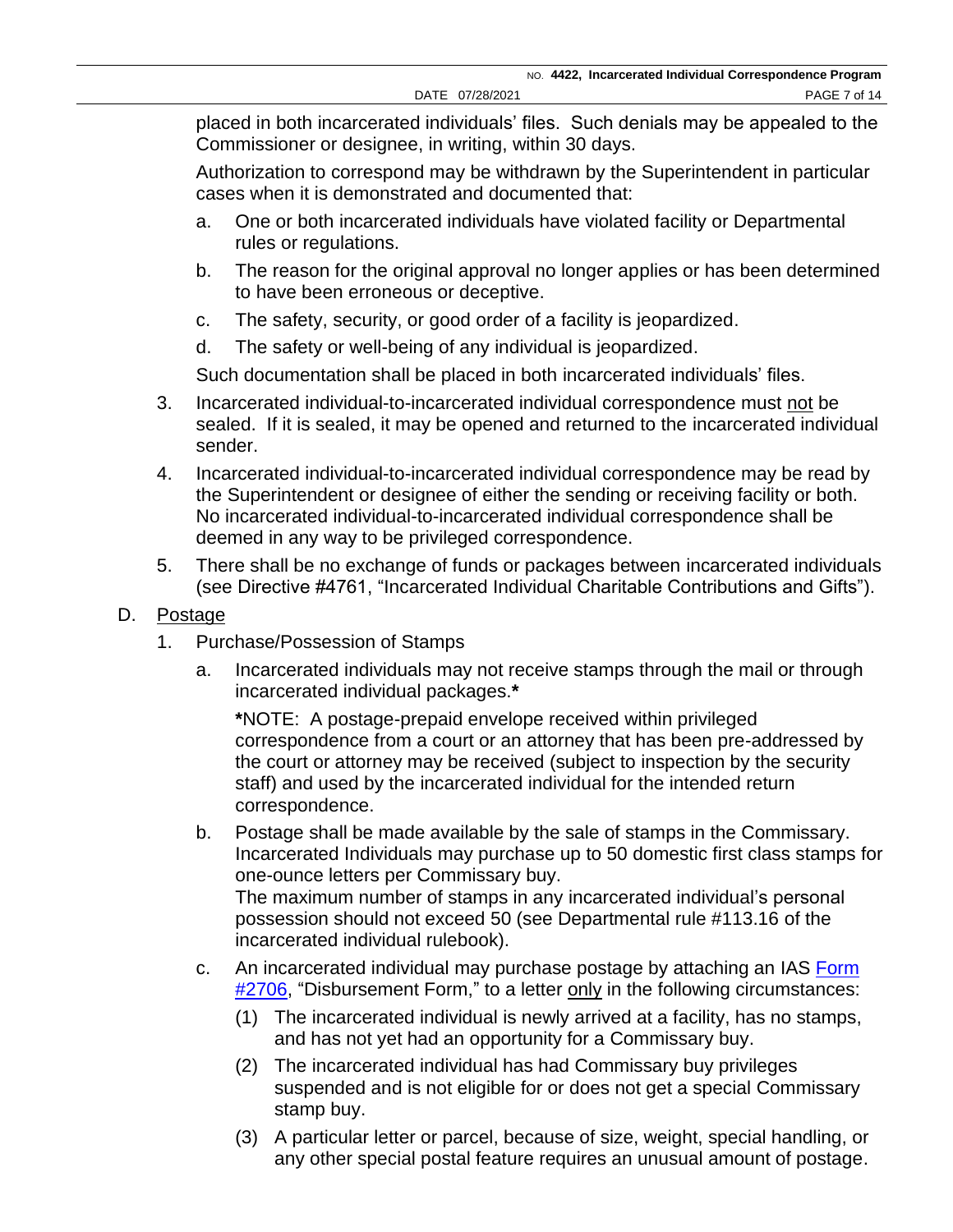placed in both incarcerated individuals' files. Such denials may be appealed to the Commissioner or designee, in writing, within 30 days.

Authorization to correspond may be withdrawn by the Superintendent in particular cases when it is demonstrated and documented that:

a. One or both incarcerated individuals have violated facility or Departmental rules or regulations.

b. The reason for the original approval no longer applies or has been determined to have been erroneous or deceptive.

c. The safety, security, or good order of a facility is jeopardized.

d. The safety or well-being of any individual is jeopardized.

Such documentation shall be placed in both incarcerated individuals' files.

3. Incarcerated individual-to-incarcerated individual correspondence must <u>not</u> be sealed. If it is sealed, it may be opened and returned to the incarcerated individual sender.

4. Incarcerated individual-to-incarcerated individual correspondence may be read by the Superintendent or designee of either the sending or receiving facility or both. No incarcerated individual-to-incarcerated individual correspondence shall be deemed in any way to be privileged correspondence.

5. There shall be no exchange of funds or packages between incarcerated individuals (see Directive #4761, "Incarcerated Individual Charitable Contributions and Gifts").

D. <u>Postage</u>

1. Purchase/Possession of Stamps

a. Incarcerated individuals may not receive stamps through the mail or through incarcerated individual packages.**\***

**\***NOTE: A postage-prepaid envelope received within privileged correspondence from a court or an attorney that has been pre-addressed by the court or attorney may be received (subject to inspection by the security staff) and used by the incarcerated individual for the intended return correspondence.

b. Postage shall be made available by the sale of stamps in the Commissary. Incarcerated Individuals may purchase up to 50 domestic first class stamps for one-ounce letters per Commissary buy.
The maximum number of stamps in any incarcerated individual's personal possession should not exceed 50 (see Departmental rule #113.16 of the incarcerated individual rulebook).

c. An incarcerated individual may purchase postage by attaching an IAS Form #2706, "Disbursement Form," to a letter <u>only</u> in the following circumstances:

(1) The incarcerated individual is newly arrived at a facility, has no stamps, and has not yet had an opportunity for a Commissary buy.

(2) The incarcerated individual has had Commissary buy privileges suspended and is not eligible for or does not get a special Commissary stamp buy.

(3) A particular letter or parcel, because of size, weight, special handling, or any other special postal feature requires an unusual amount of postage.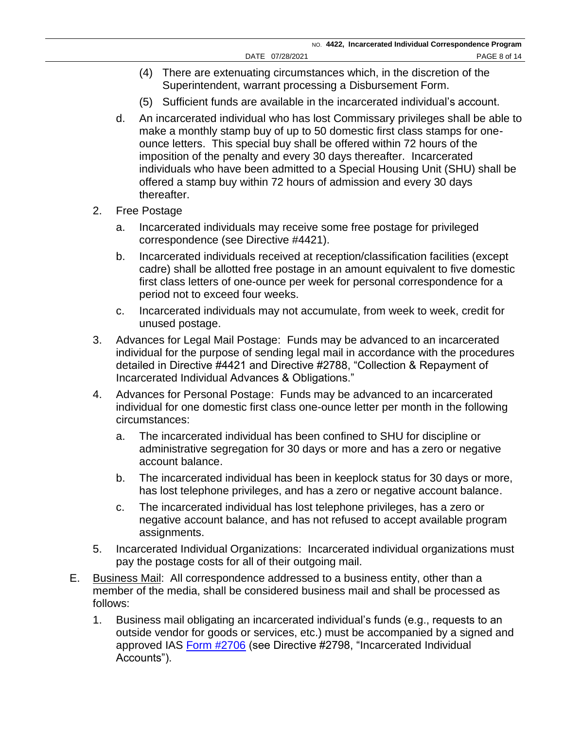(4) There are extenuating circumstances which, in the discretion of the Superintendent, warrant processing a Disbursement Form.

(5) Sufficient funds are available in the incarcerated individual's account.

d. An incarcerated individual who has lost Commissary privileges shall be able to make a monthly stamp buy of up to 50 domestic first class stamps for one-ounce letters. This special buy shall be offered within 72 hours of the imposition of the penalty and every 30 days thereafter. Incarcerated individuals who have been admitted to a Special Housing Unit (SHU) shall be offered a stamp buy within 72 hours of admission and every 30 days thereafter.

2. Free Postage

   a. Incarcerated individuals may receive some free postage for privileged correspondence (see Directive #4421).

   b. Incarcerated individuals received at reception/classification facilities (except cadre) shall be allotted free postage in an amount equivalent to five domestic first class letters of one-ounce per week for personal correspondence for a period not to exceed four weeks.

   c. Incarcerated individuals may not accumulate, from week to week, credit for unused postage.

3. Advances for Legal Mail Postage: Funds may be advanced to an incarcerated individual for the purpose of sending legal mail in accordance with the procedures detailed in Directive #4421 and Directive #2788, "Collection & Repayment of Incarcerated Individual Advances & Obligations."

4. Advances for Personal Postage: Funds may be advanced to an incarcerated individual for one domestic first class one-ounce letter per month in the following circumstances:

   a. The incarcerated individual has been confined to SHU for discipline or administrative segregation for 30 days or more and has a zero or negative account balance.

   b. The incarcerated individual has been in keeplock status for 30 days or more, has lost telephone privileges, and has a zero or negative account balance.

   c. The incarcerated individual has lost telephone privileges, has a zero or negative account balance, and has not refused to accept available program assignments.

5. Incarcerated Individual Organizations: Incarcerated individual organizations must pay the postage costs for all of their outgoing mail.

E. Business Mail: All correspondence addressed to a business entity, other than a member of the media, shall be considered business mail and shall be processed as follows:

   1. Business mail obligating an incarcerated individual's funds (e.g., requests to an outside vendor for goods or services, etc.) must be accompanied by a signed and approved IAS Form #2706 (see Directive #2798, "Incarcerated Individual Accounts").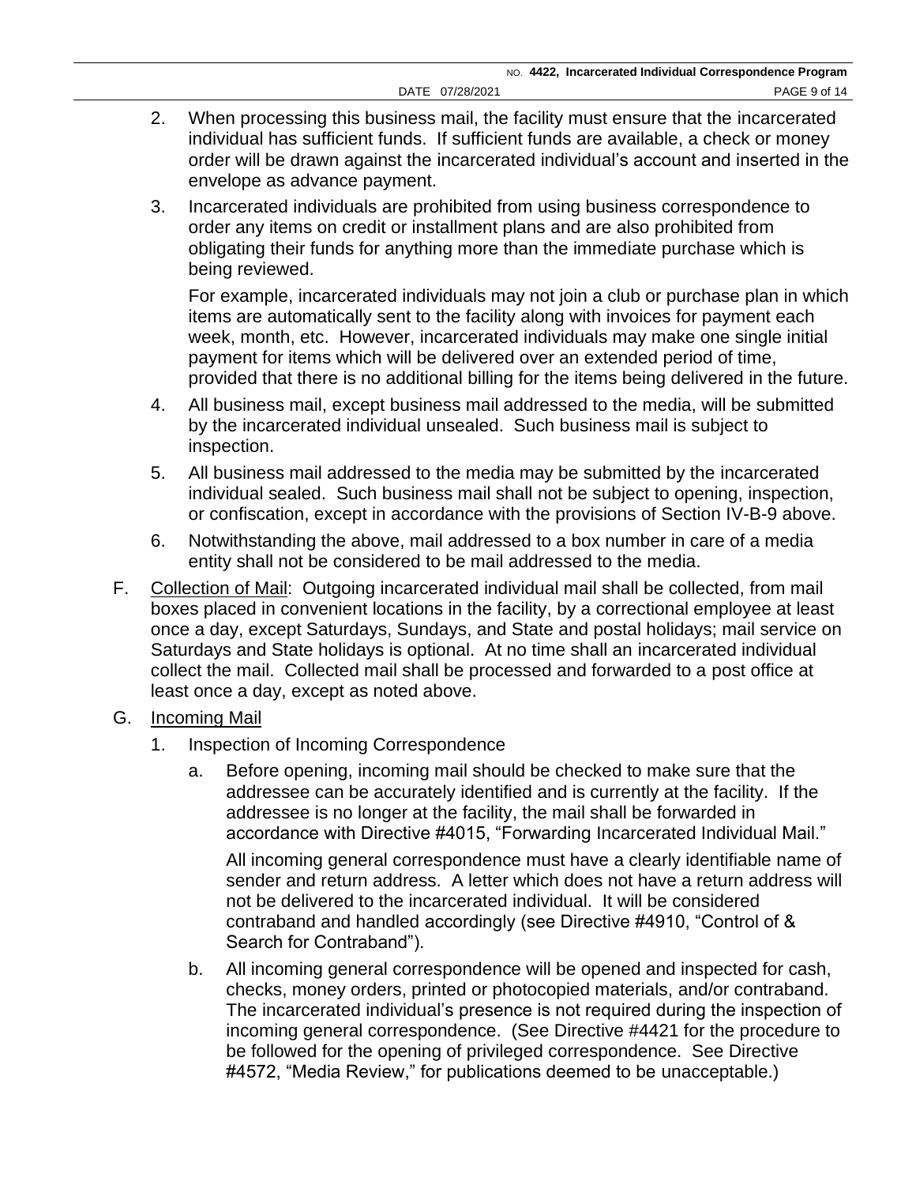2. When processing this business mail, the facility must ensure that the incarcerated individual has sufficient funds. If sufficient funds are available, a check or money order will be drawn against the incarcerated individual's account and inserted in the envelope as advance payment.

3. Incarcerated individuals are prohibited from using business correspondence to order any items on credit or installment plans and are also prohibited from obligating their funds for anything more than the immediate purchase which is being reviewed.

   For example, incarcerated individuals may not join a club or purchase plan in which items are automatically sent to the facility along with invoices for payment each week, month, etc. However, incarcerated individuals may make one single initial payment for items which will be delivered over an extended period of time, provided that there is no additional billing for the items being delivered in the future.

4. All business mail, except business mail addressed to the media, will be submitted by the incarcerated individual unsealed. Such business mail is subject to inspection.

5. All business mail addressed to the media may be submitted by the incarcerated individual sealed. Such business mail shall not be subject to opening, inspection, or confiscation, except in accordance with the provisions of Section IV-B-9 above.

6. Notwithstanding the above, mail addressed to a box number in care of a media entity shall not be considered to be mail addressed to the media.

F. <u>Collection of Mail</u>: Outgoing incarcerated individual mail shall be collected, from mail boxes placed in convenient locations in the facility, by a correctional employee at least once a day, except Saturdays, Sundays, and State and postal holidays; mail service on Saturdays and State holidays is optional. At no time shall an incarcerated individual collect the mail. Collected mail shall be processed and forwarded to a post office at least once a day, except as noted above.

G. <u>Incoming Mail</u>

1. Inspection of Incoming Correspondence

   a. Before opening, incoming mail should be checked to make sure that the addressee can be accurately identified and is currently at the facility. If the addressee is no longer at the facility, the mail shall be forwarded in accordance with Directive #4015, "Forwarding Incarcerated Individual Mail."

      All incoming general correspondence must have a clearly identifiable name of sender and return address. A letter which does not have a return address will not be delivered to the incarcerated individual. It will be considered contraband and handled accordingly (see Directive #4910, "Control of & Search for Contraband").

   b. All incoming general correspondence will be opened and inspected for cash, checks, money orders, printed or photocopied materials, and/or contraband. The incarcerated individual's presence is not required during the inspection of incoming general correspondence. (See Directive #4421 for the procedure to be followed for the opening of privileged correspondence. See Directive #4572, "Media Review," for publications deemed to be unacceptable.)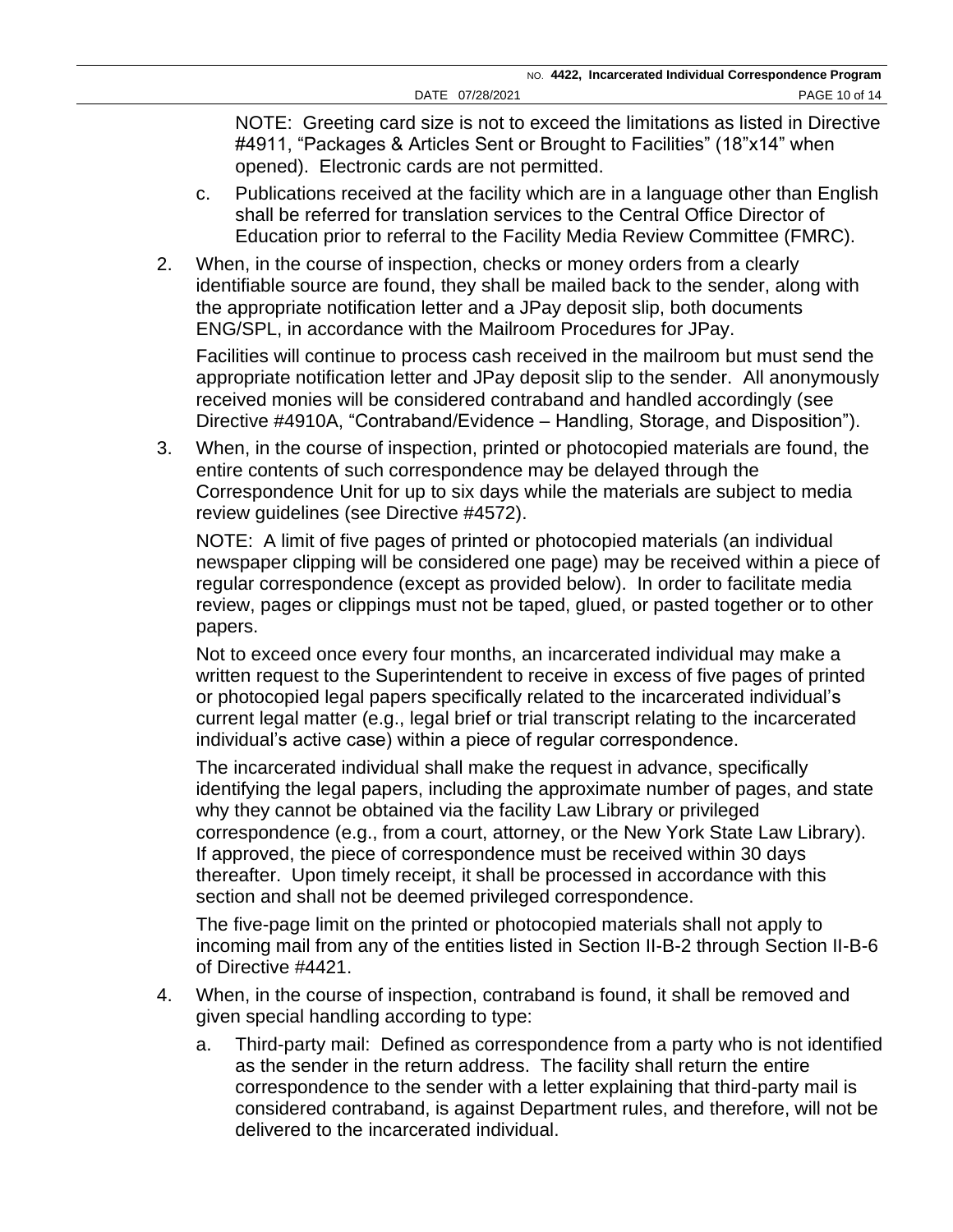NOTE: Greeting card size is not to exceed the limitations as listed in Directive #4911, "Packages & Articles Sent or Brought to Facilities" (18"x14" when opened). Electronic cards are not permitted.

c. Publications received at the facility which are in a language other than English shall be referred for translation services to the Central Office Director of Education prior to referral to the Facility Media Review Committee (FMRC).

2. When, in the course of inspection, checks or money orders from a clearly identifiable source are found, they shall be mailed back to the sender, along with the appropriate notification letter and a JPay deposit slip, both documents ENG/SPL, in accordance with the Mailroom Procedures for JPay.

   Facilities will continue to process cash received in the mailroom but must send the appropriate notification letter and JPay deposit slip to the sender. All anonymously received monies will be considered contraband and handled accordingly (see Directive #4910A, "Contraband/Evidence – Handling, Storage, and Disposition").

3. When, in the course of inspection, printed or photocopied materials are found, the entire contents of such correspondence may be delayed through the Correspondence Unit for up to six days while the materials are subject to media review guidelines (see Directive #4572).

   NOTE: A limit of five pages of printed or photocopied materials (an individual newspaper clipping will be considered one page) may be received within a piece of regular correspondence (except as provided below). In order to facilitate media review, pages or clippings must not be taped, glued, or pasted together or to other papers.

   Not to exceed once every four months, an incarcerated individual may make a written request to the Superintendent to receive in excess of five pages of printed or photocopied legal papers specifically related to the incarcerated individual's current legal matter (e.g., legal brief or trial transcript relating to the incarcerated individual's active case) within a piece of regular correspondence.

   The incarcerated individual shall make the request in advance, specifically identifying the legal papers, including the approximate number of pages, and state why they cannot be obtained via the facility Law Library or privileged correspondence (e.g., from a court, attorney, or the New York State Law Library). If approved, the piece of correspondence must be received within 30 days thereafter. Upon timely receipt, it shall be processed in accordance with this section and shall not be deemed privileged correspondence.

   The five-page limit on the printed or photocopied materials shall not apply to incoming mail from any of the entities listed in Section II-B-2 through Section II-B-6 of Directive #4421.

4. When, in the course of inspection, contraband is found, it shall be removed and given special handling according to type:

   a. Third-party mail: Defined as correspondence from a party who is not identified as the sender in the return address. The facility shall return the entire correspondence to the sender with a letter explaining that third-party mail is considered contraband, is against Department rules, and therefore, will not be delivered to the incarcerated individual.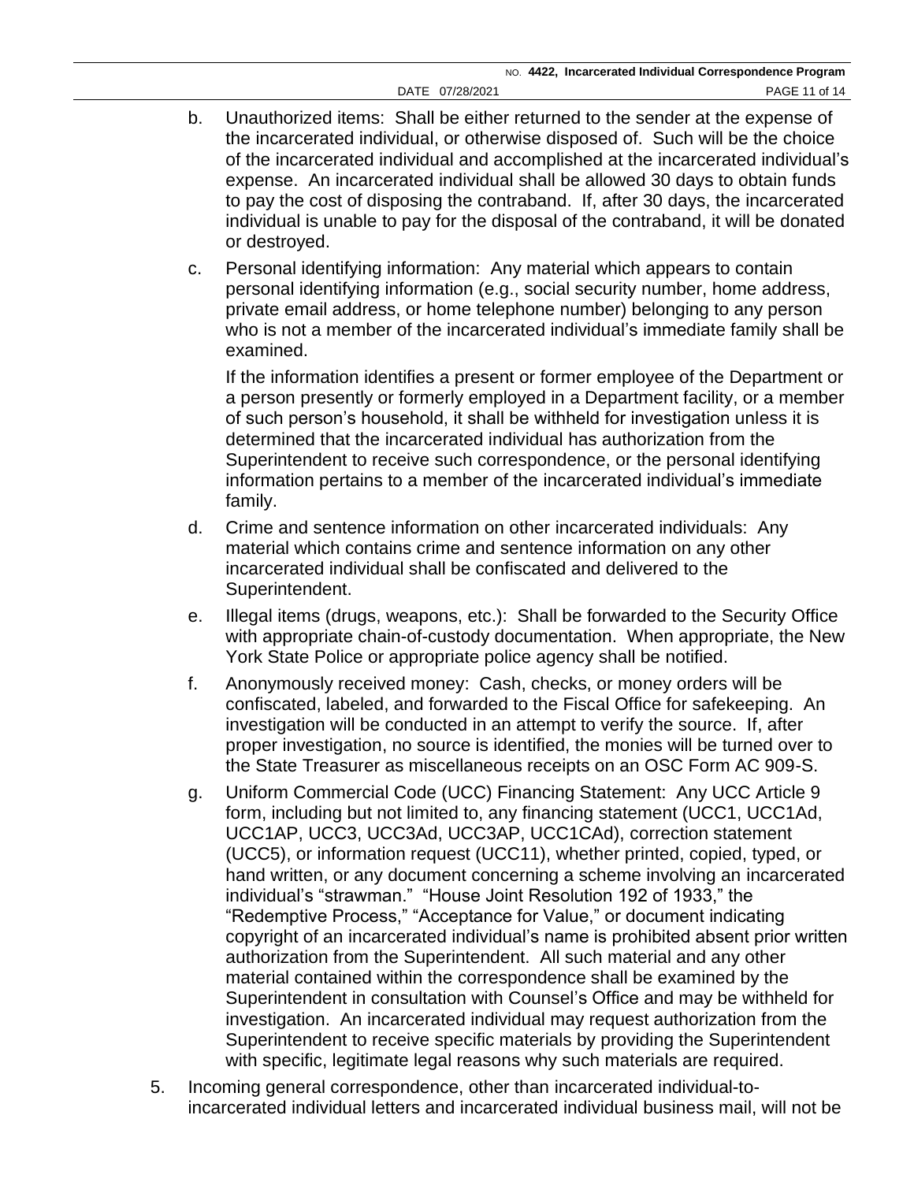b. Unauthorized items: Shall be either returned to the sender at the expense of the incarcerated individual, or otherwise disposed of. Such will be the choice of the incarcerated individual and accomplished at the incarcerated individual's expense. An incarcerated individual shall be allowed 30 days to obtain funds to pay the cost of disposing the contraband. If, after 30 days, the incarcerated individual is unable to pay for the disposal of the contraband, it will be donated or destroyed.

c. Personal identifying information: Any material which appears to contain personal identifying information (e.g., social security number, home address, private email address, or home telephone number) belonging to any person who is not a member of the incarcerated individual's immediate family shall be examined.

   If the information identifies a present or former employee of the Department or a person presently or formerly employed in a Department facility, or a member of such person's household, it shall be withheld for investigation unless it is determined that the incarcerated individual has authorization from the Superintendent to receive such correspondence, or the personal identifying information pertains to a member of the incarcerated individual's immediate family.

d. Crime and sentence information on other incarcerated individuals: Any material which contains crime and sentence information on any other incarcerated individual shall be confiscated and delivered to the Superintendent.

e. Illegal items (drugs, weapons, etc.): Shall be forwarded to the Security Office with appropriate chain-of-custody documentation. When appropriate, the New York State Police or appropriate police agency shall be notified.

f. Anonymously received money: Cash, checks, or money orders will be confiscated, labeled, and forwarded to the Fiscal Office for safekeeping. An investigation will be conducted in an attempt to verify the source. If, after proper investigation, no source is identified, the monies will be turned over to the State Treasurer as miscellaneous receipts on an OSC Form AC 909-S.

g. Uniform Commercial Code (UCC) Financing Statement: Any UCC Article 9 form, including but not limited to, any financing statement (UCC1, UCC1Ad, UCC1AP, UCC3, UCC3Ad, UCC3AP, UCC1CAd), correction statement (UCC5), or information request (UCC11), whether printed, copied, typed, or hand written, or any document concerning a scheme involving an incarcerated individual's "strawman." "House Joint Resolution 192 of 1933," the "Redemptive Process," "Acceptance for Value," or document indicating copyright of an incarcerated individual's name is prohibited absent prior written authorization from the Superintendent. All such material and any other material contained within the correspondence shall be examined by the Superintendent in consultation with Counsel's Office and may be withheld for investigation. An incarcerated individual may request authorization from the Superintendent to receive specific materials by providing the Superintendent with specific, legitimate legal reasons why such materials are required.

5. Incoming general correspondence, other than incarcerated individual-to-incarcerated individual letters and incarcerated individual business mail, will not be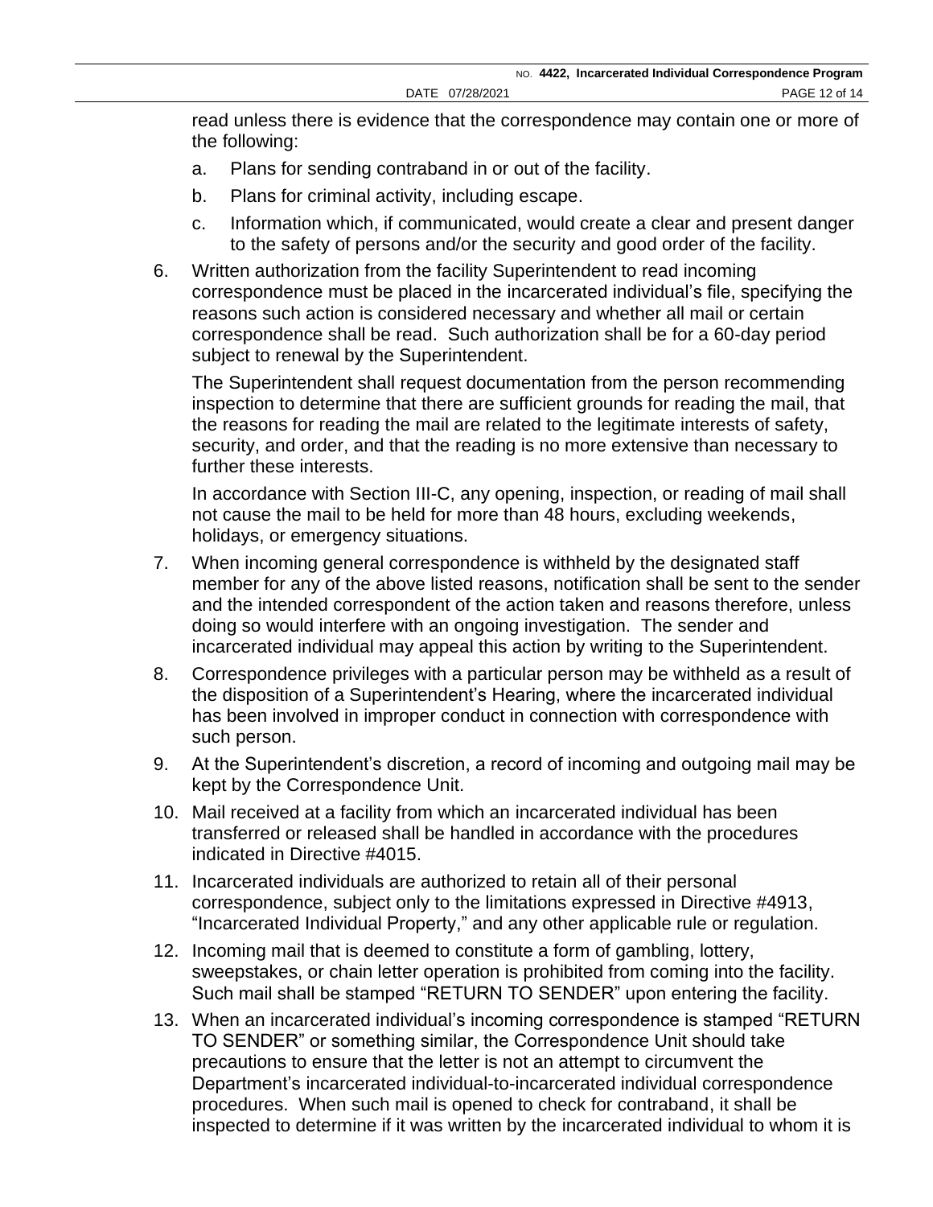read unless there is evidence that the correspondence may contain one or more of the following:

   a. Plans for sending contraband in or out of the facility.

   b. Plans for criminal activity, including escape.

   c. Information which, if communicated, would create a clear and present danger to the safety of persons and/or the security and good order of the facility.

6. Written authorization from the facility Superintendent to read incoming correspondence must be placed in the incarcerated individual's file, specifying the reasons such action is considered necessary and whether all mail or certain correspondence shall be read. Such authorization shall be for a 60-day period subject to renewal by the Superintendent.

   The Superintendent shall request documentation from the person recommending inspection to determine that there are sufficient grounds for reading the mail, that the reasons for reading the mail are related to the legitimate interests of safety, security, and order, and that the reading is no more extensive than necessary to further these interests.

   In accordance with Section III-C, any opening, inspection, or reading of mail shall not cause the mail to be held for more than 48 hours, excluding weekends, holidays, or emergency situations.

7. When incoming general correspondence is withheld by the designated staff member for any of the above listed reasons, notification shall be sent to the sender and the intended correspondent of the action taken and reasons therefore, unless doing so would interfere with an ongoing investigation. The sender and incarcerated individual may appeal this action by writing to the Superintendent.

8. Correspondence privileges with a particular person may be withheld as a result of the disposition of a Superintendent's Hearing, where the incarcerated individual has been involved in improper conduct in connection with correspondence with such person.

9. At the Superintendent's discretion, a record of incoming and outgoing mail may be kept by the Correspondence Unit.

10. Mail received at a facility from which an incarcerated individual has been transferred or released shall be handled in accordance with the procedures indicated in Directive #4015.

11. Incarcerated individuals are authorized to retain all of their personal correspondence, subject only to the limitations expressed in Directive #4913, "Incarcerated Individual Property," and any other applicable rule or regulation.

12. Incoming mail that is deemed to constitute a form of gambling, lottery, sweepstakes, or chain letter operation is prohibited from coming into the facility. Such mail shall be stamped "RETURN TO SENDER" upon entering the facility.

13. When an incarcerated individual's incoming correspondence is stamped "RETURN TO SENDER" or something similar, the Correspondence Unit should take precautions to ensure that the letter is not an attempt to circumvent the Department's incarcerated individual-to-incarcerated individual correspondence procedures. When such mail is opened to check for contraband, it shall be inspected to determine if it was written by the incarcerated individual to whom it is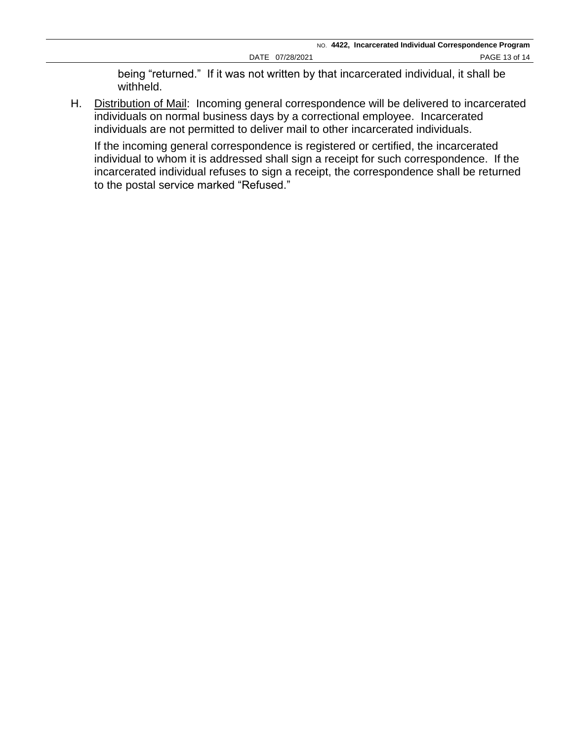being "returned." If it was not written by that incarcerated individual, it shall be withheld.

H. Distribution of Mail: Incoming general correspondence will be delivered to incarcerated individuals on normal business days by a correctional employee. Incarcerated individuals are not permitted to deliver mail to other incarcerated individuals.

   If the incoming general correspondence is registered or certified, the incarcerated individual to whom it is addressed shall sign a receipt for such correspondence. If the incarcerated individual refuses to sign a receipt, the correspondence shall be returned to the postal service marked "Refused."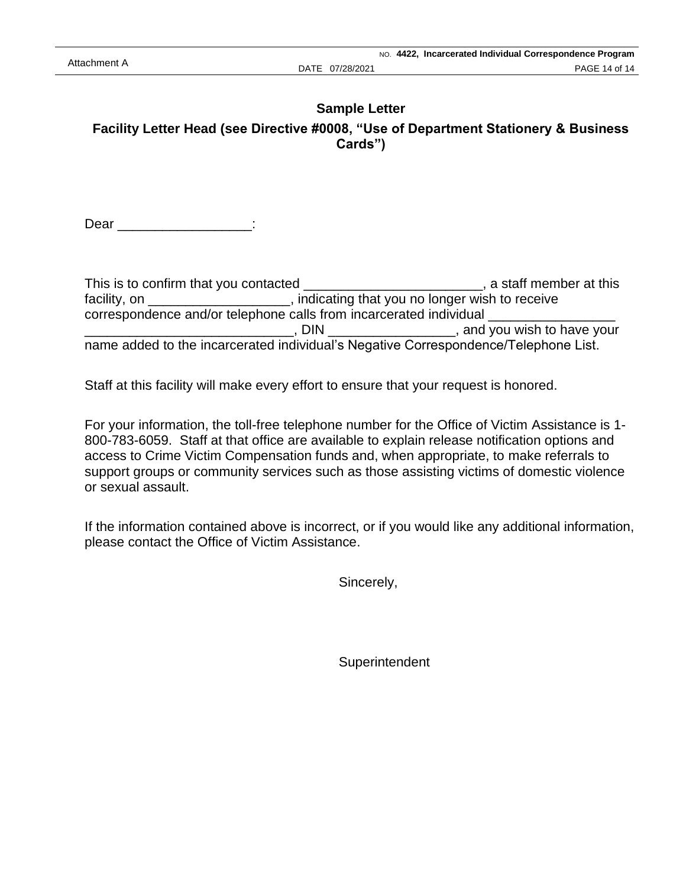Attachment A

**Sample Letter**

**Facility Letter Head (see Directive #0008, "Use of Department Stationery & Business Cards")**

Dear __________________:

This is to confirm that you contacted ________________________, a staff member at this facility, on ___________________, indicating that you no longer wish to receive correspondence and/or telephone calls from incarcerated individual _________________ ____________________________, DIN _________________, and you wish to have your name added to the incarcerated individual's Negative Correspondence/Telephone List.

Staff at this facility will make every effort to ensure that your request is honored.

For your information, the toll-free telephone number for the Office of Victim Assistance is 1-800-783-6059. Staff at that office are available to explain release notification options and access to Crime Victim Compensation funds and, when appropriate, to make referrals to support groups or community services such as those assisting victims of domestic violence or sexual assault.

If the information contained above is incorrect, or if you would like any additional information, please contact the Office of Victim Assistance.

Sincerely,

Superintendent